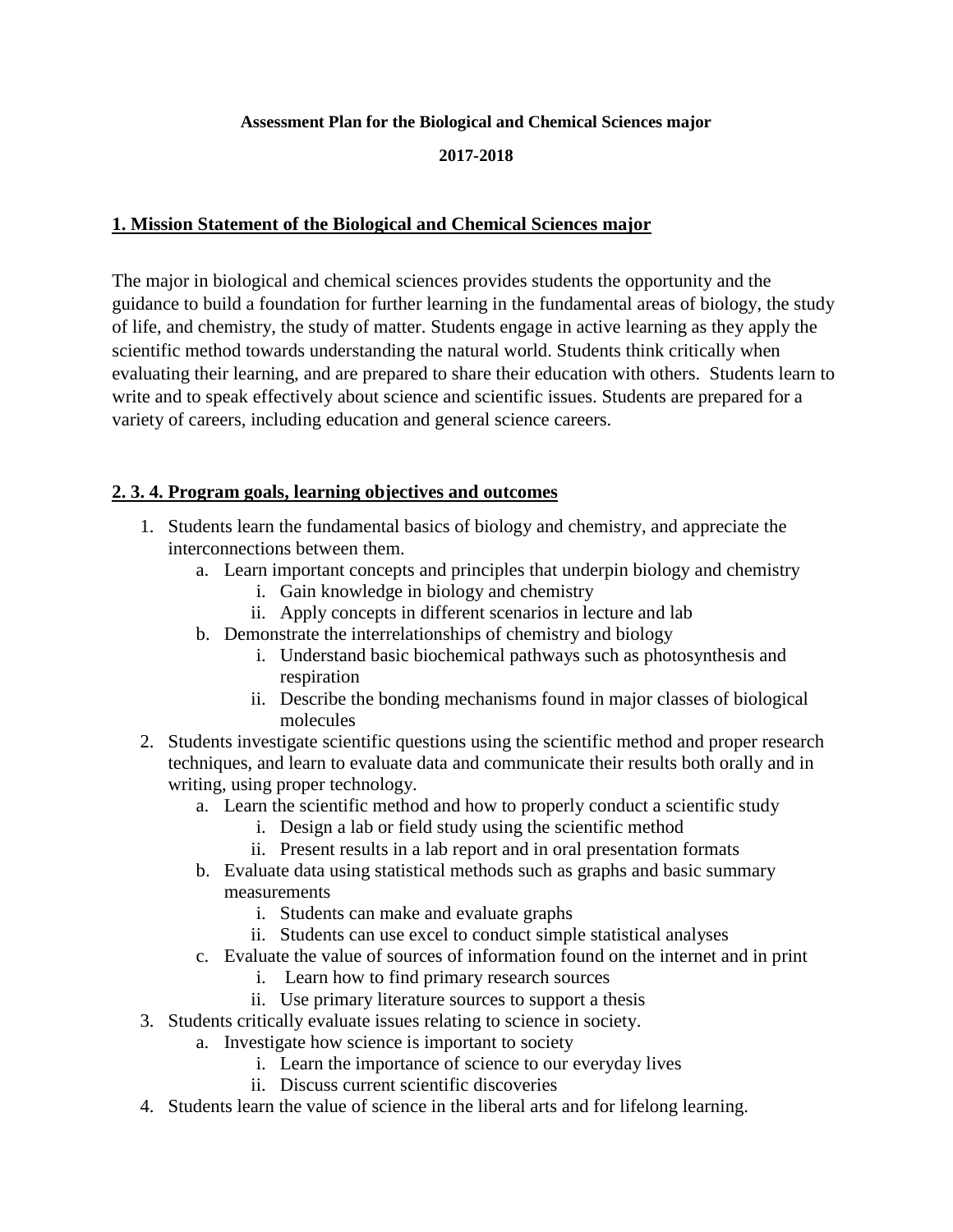**Assessment Plan for the Biological and Chemical Sciences major**

**2017-2018**

## 1. Mission Statement of the Biological and Chemical Sciences major

The major in biological and chemical sciences provides students the opportunity and the guidance to build a foundation for further learning in the fundamental areas of biology, the study of life, and chemistry, the study of matter. Students engage in active learning as they apply the scientific method towards understanding the natural world. Students think critically when evaluating their learning, and are prepared to share their education with others. Students learn to write and to speak effectively about science and scientific issues. Students are prepared for a variety of careers, including education and general science careers.

## 2. 3. 4. Program goals, learning objectives and outcomes

1. Students learn the fundamental basics of biology and chemistry, and appreciate the interconnections between them.
    a. Learn important concepts and principles that underpin biology and chemistry
        i. Gain knowledge in biology and chemistry
        ii. Apply concepts in different scenarios in lecture and lab
    b. Demonstrate the interrelationships of chemistry and biology
        i. Understand basic biochemical pathways such as photosynthesis and respiration
        ii. Describe the bonding mechanisms found in major classes of biological molecules
2. Students investigate scientific questions using the scientific method and proper research techniques, and learn to evaluate data and communicate their results both orally and in writing, using proper technology.
    a. Learn the scientific method and how to properly conduct a scientific study
        i. Design a lab or field study using the scientific method
        ii. Present results in a lab report and in oral presentation formats
    b. Evaluate data using statistical methods such as graphs and basic summary measurements
        i. Students can make and evaluate graphs
        ii. Students can use excel to conduct simple statistical analyses
    c. Evaluate the value of sources of information found on the internet and in print
        i. Learn how to find primary research sources
        ii. Use primary literature sources to support a thesis
3. Students critically evaluate issues relating to science in society.
    a. Investigate how science is important to society
        i. Learn the importance of science to our everyday lives
        ii. Discuss current scientific discoveries
4. Students learn the value of science in the liberal arts and for lifelong learning.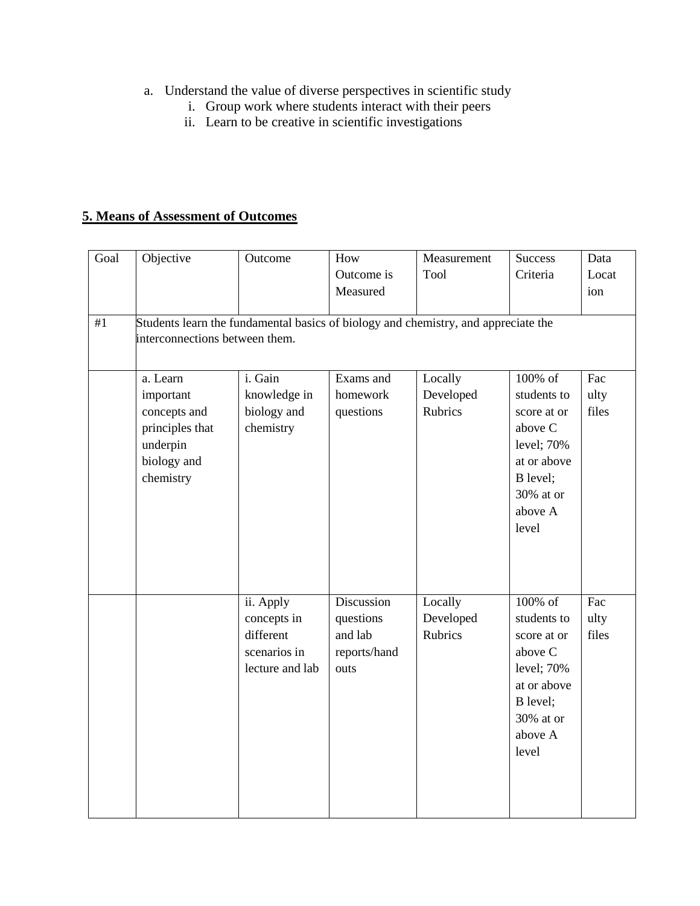a. Understand the value of diverse perspectives in scientific study
   i. Group work where students interact with their peers
   ii. Learn to be creative in scientific investigations

## 5. Means of Assessment of Outcomes

| Goal | Objective | Outcome | How Outcome is Measured | Measurement Tool | Success Criteria | Data Location |
|---|---|---|---|---|---|---|
| #1 | Students learn the fundamental basics of biology and chemistry, and appreciate the interconnections between them. | | | | | |
| | a. Learn important concepts and principles that underpin biology and chemistry | i. Gain knowledge in biology and chemistry | Exams and homework questions | Locally Developed Rubrics | 100% of students to score at or above C level; 70% at or above B level; 30% at or above A level | Faculty files |
| | | ii. Apply concepts in different scenarios in lecture and lab | Discussion questions and lab reports/handouts | Locally Developed Rubrics | 100% of students to score at or above C level; 70% at or above B level; 30% at or above A level | Faculty files |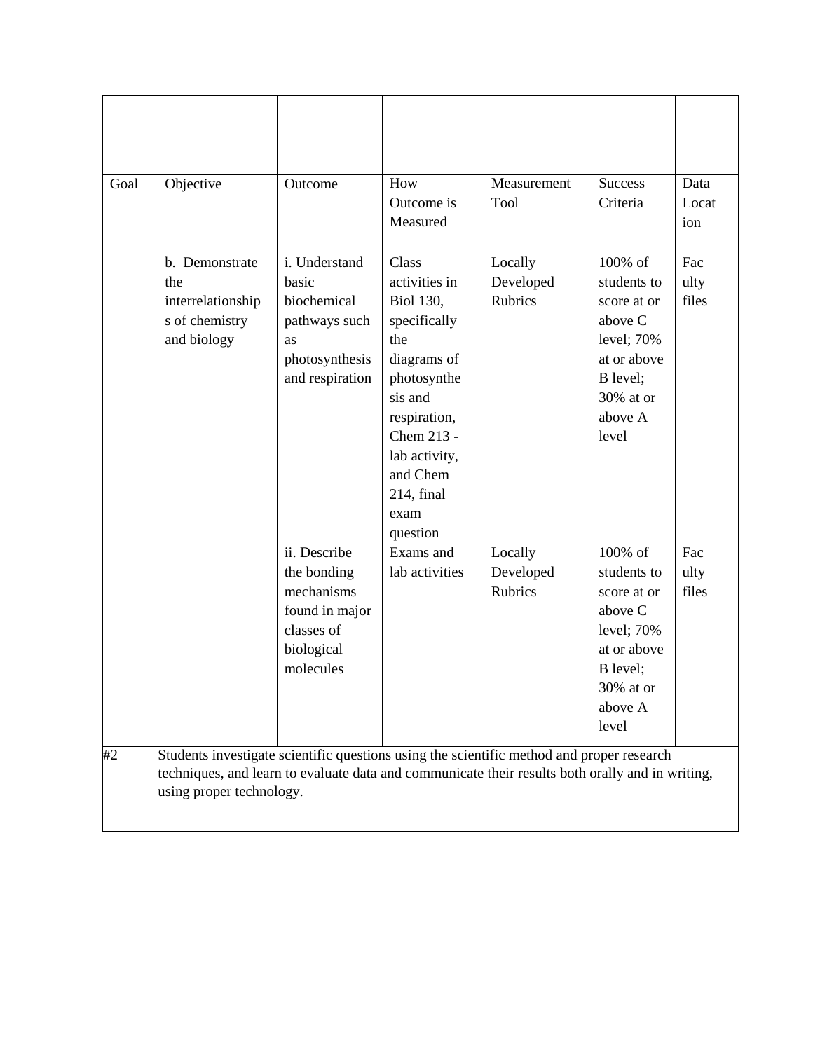| | | | | | | |
|---|---|---|---|---|---|---|
| Goal | Objective | Outcome | How Outcome is Measured | Measurement Tool | Success Criteria | Data Location |
| | b. Demonstrate the interrelationships of chemistry and biology | i. Understand basic biochemical pathways such as photosynthesis and respiration | Class activities in Biol 130, specifically the diagrams of photosynthesis and respiration, Chem 213 - lab activity, and Chem 214, final exam question | Locally Developed Rubrics | 100% of students to score at or above C level; 70% at or above B level; 30% at or above A level | Faculty files |
| | | ii. Describe the bonding mechanisms found in major classes of biological molecules | Exams and lab activities | Locally Developed Rubrics | 100% of students to score at or above C level; 70% at or above B level; 30% at or above A level | Faculty files |
| #2 | Students investigate scientific questions using the scientific method and proper research techniques, and learn to evaluate data and communicate their results both orally and in writing, using proper technology. | | | | | |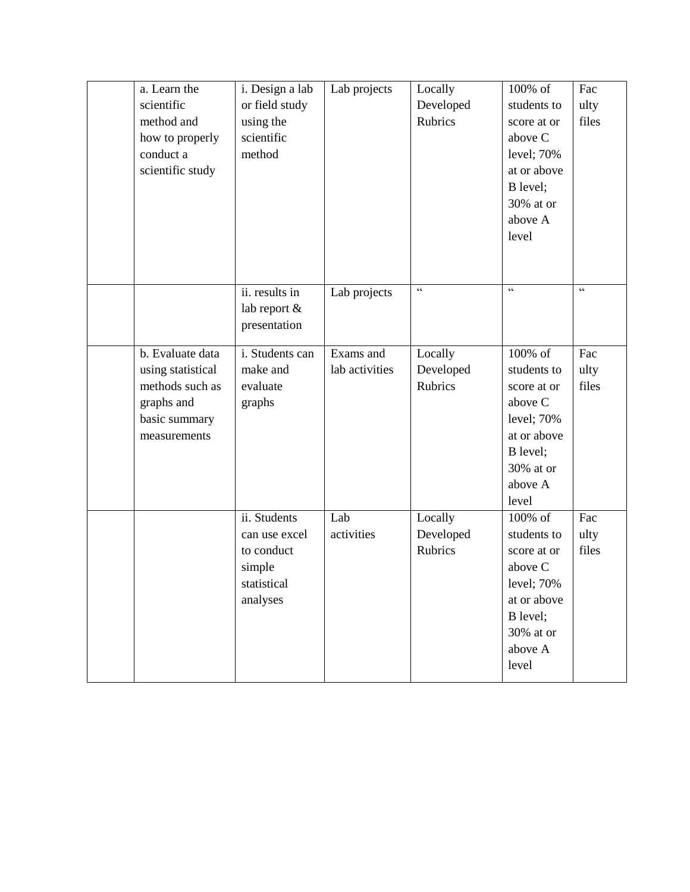|  |  |  |  |  |  |  |
|---|---|---|---|---|---|---|
|  | a. Learn the scientific method and how to properly conduct a scientific study | i. Design a lab or field study using the scientific method | Lab projects | Locally Developed Rubrics | 100% of students to score at or above C level; 70% at or above B level; 30% at or above A level | Faculty files |
|  |  | ii. results in lab report & presentation | Lab projects | " | " | " |
|  | b. Evaluate data using statistical methods such as graphs and basic summary measurements | i. Students can make and evaluate graphs | Exams and lab activities | Locally Developed Rubrics | 100% of students to score at or above C level; 70% at or above B level; 30% at or above A level | Faculty files |
|  |  | ii. Students can use excel to conduct simple statistical analyses | Lab activities | Locally Developed Rubrics | 100% of students to score at or above C level; 70% at or above B level; 30% at or above A level | Faculty files |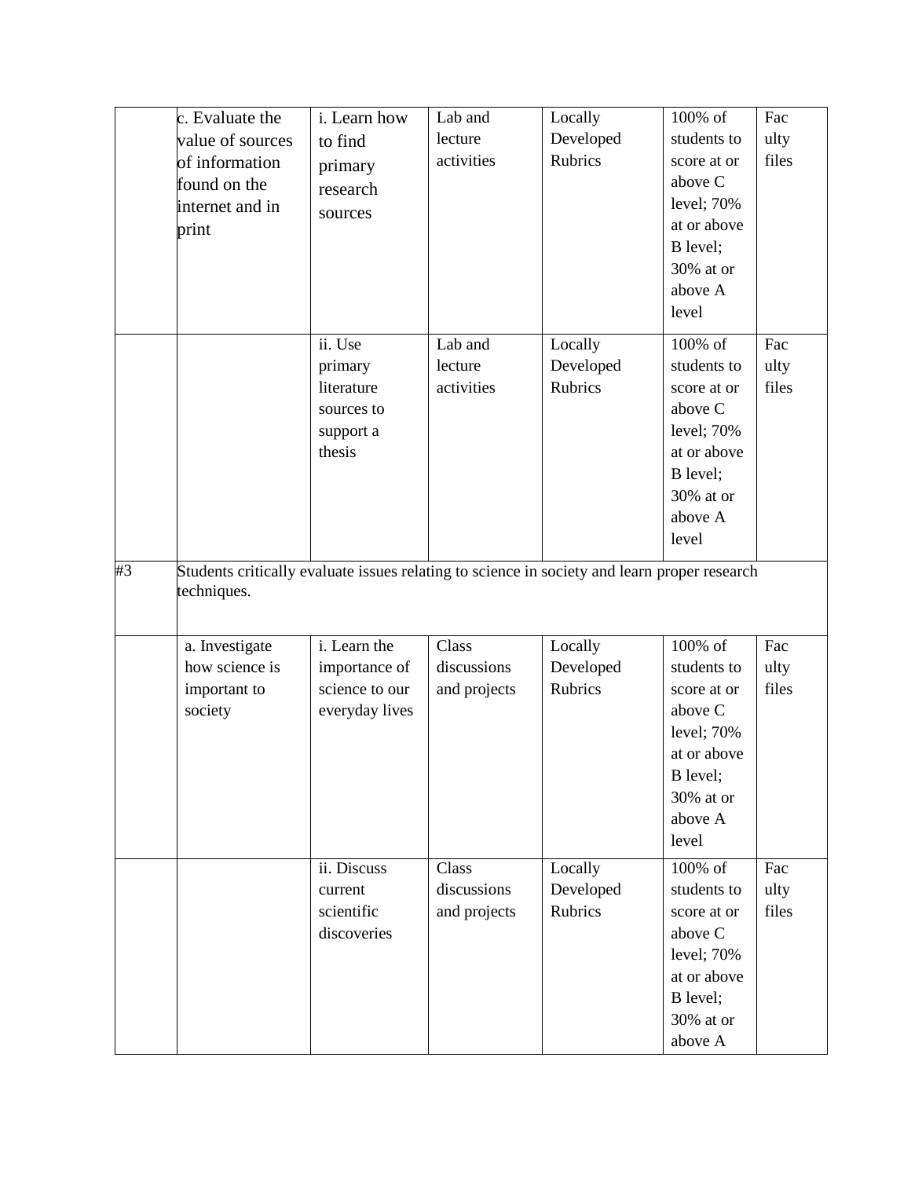| | | | | | | |
|---|---|---|---|---|---|---|
| | c. Evaluate the value of sources of information found on the internet and in print | i. Learn how to find primary research sources | Lab and lecture activities | Locally Developed Rubrics | 100% of students to score at or above C level; 70% at or above B level; 30% at or above A level | Faculty files |
| | | ii. Use primary literature sources to support a thesis | Lab and lecture activities | Locally Developed Rubrics | 100% of students to score at or above C level; 70% at or above B level; 30% at or above A level | Faculty files |
| #3 | Students critically evaluate issues relating to science in society and learn proper research techniques. | | | | | |
| | a. Investigate how science is important to society | i. Learn the importance of science to our everyday lives | Class discussions and projects | Locally Developed Rubrics | 100% of students to score at or above C level; 70% at or above B level; 30% at or above A level | Faculty files |
| | | ii. Discuss current scientific discoveries | Class discussions and projects | Locally Developed Rubrics | 100% of students to score at or above C level; 70% at or above B level; 30% at or above A | Faculty files |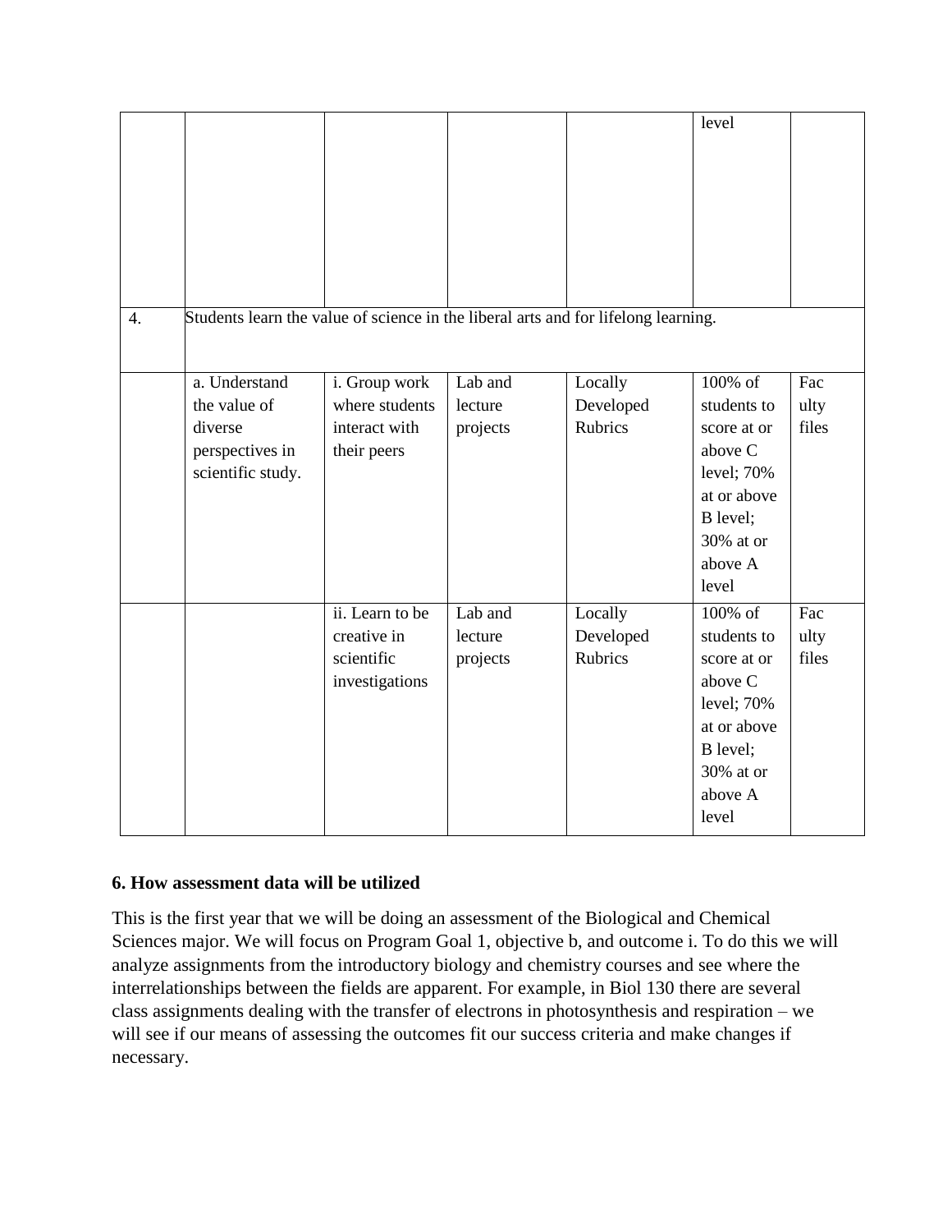| | | | | | | |
|---|---|---|---|---|---|---|
| | | | | | level | |
| 4. | Students learn the value of science in the liberal arts and for lifelong learning. | | | | | |
| | a. Understand the value of diverse perspectives in scientific study. | i. Group work where students interact with their peers | Lab and lecture projects | Locally Developed Rubrics | 100% of students to score at or above C level; 70% at or above B level; 30% at or above A level | Faculty files |
| | | ii. Learn to be creative in scientific investigations | Lab and lecture projects | Locally Developed Rubrics | 100% of students to score at or above C level; 70% at or above B level; 30% at or above A level | Faculty files |

### 6. How assessment data will be utilized

This is the first year that we will be doing an assessment of the Biological and Chemical Sciences major. We will focus on Program Goal 1, objective b, and outcome i. To do this we will analyze assignments from the introductory biology and chemistry courses and see where the interrelationships between the fields are apparent. For example, in Biol 130 there are several class assignments dealing with the transfer of electrons in photosynthesis and respiration – we will see if our means of assessing the outcomes fit our success criteria and make changes if necessary.